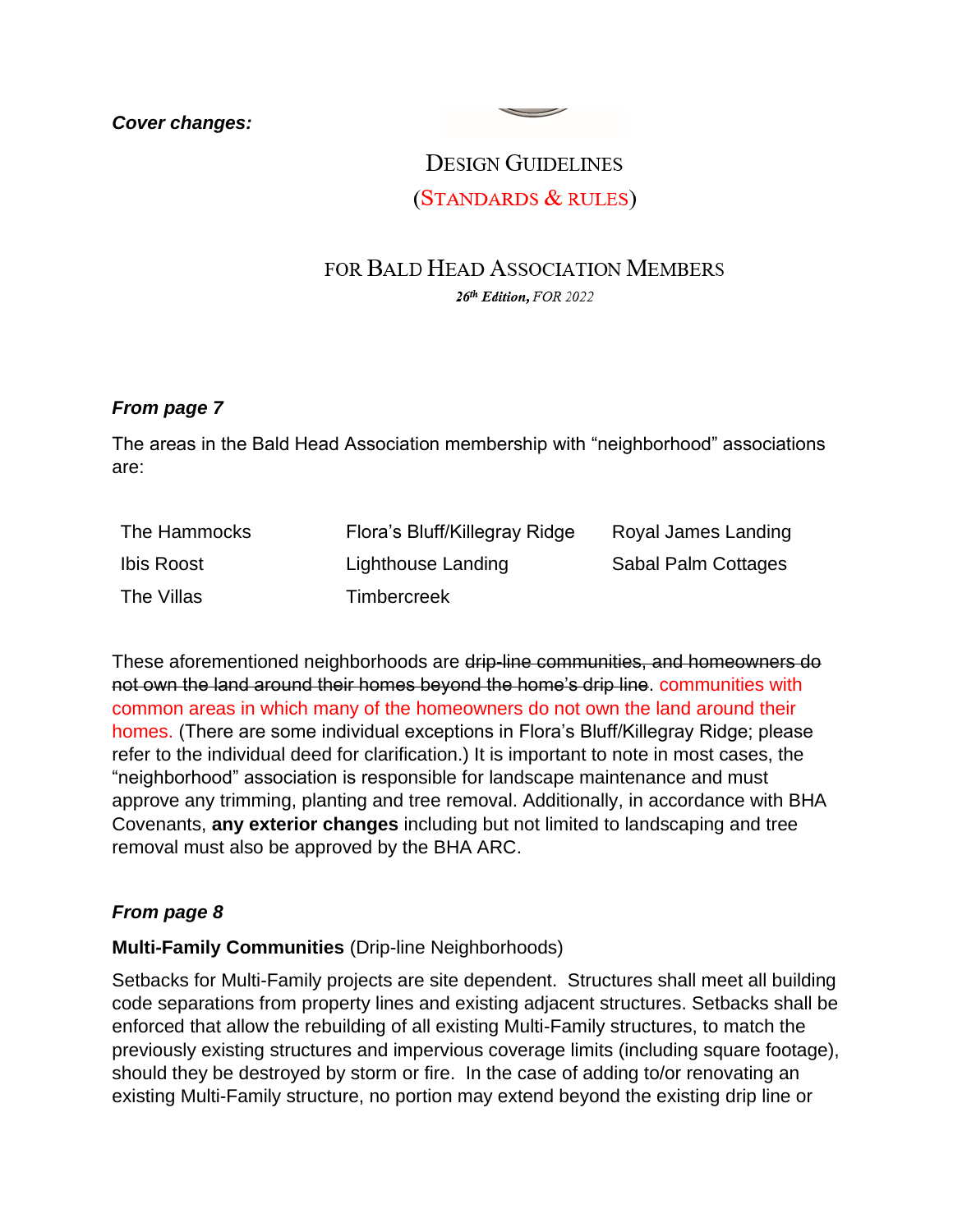***Cover changes:***

DESIGN GUIDELINES

(STANDARDS & RULES)

FOR BALD HEAD ASSOCIATION MEMBERS

***26th Edition**, FOR 2022*

***From page 7***

The areas in the Bald Head Association membership with "neighborhood" associations are:

| | | |
|---|---|---|
| The Hammocks | Flora's Bluff/Killegray Ridge | Royal James Landing |
| Ibis Roost | Lighthouse Landing | Sabal Palm Cottages |
| The Villas | Timbercreek | |

These aforementioned neighborhoods are ~~drip-line communities, and homeowners do not own the land around their homes beyond the home's drip line~~. communities with common areas in which many of the homeowners do not own the land around their homes. (There are some individual exceptions in Flora's Bluff/Killegray Ridge; please refer to the individual deed for clarification.) It is important to note in most cases, the "neighborhood" association is responsible for landscape maintenance and must approve any trimming, planting and tree removal. Additionally, in accordance with BHA Covenants, **any exterior changes** including but not limited to landscaping and tree removal must also be approved by the BHA ARC.

***From page 8***

**Multi-Family Communities** (Drip-line Neighborhoods)

Setbacks for Multi-Family projects are site dependent. Structures shall meet all building code separations from property lines and existing adjacent structures. Setbacks shall be enforced that allow the rebuilding of all existing Multi-Family structures, to match the previously existing structures and impervious coverage limits (including square footage), should they be destroyed by storm or fire. In the case of adding to/or renovating an existing Multi-Family structure, no portion may extend beyond the existing drip line or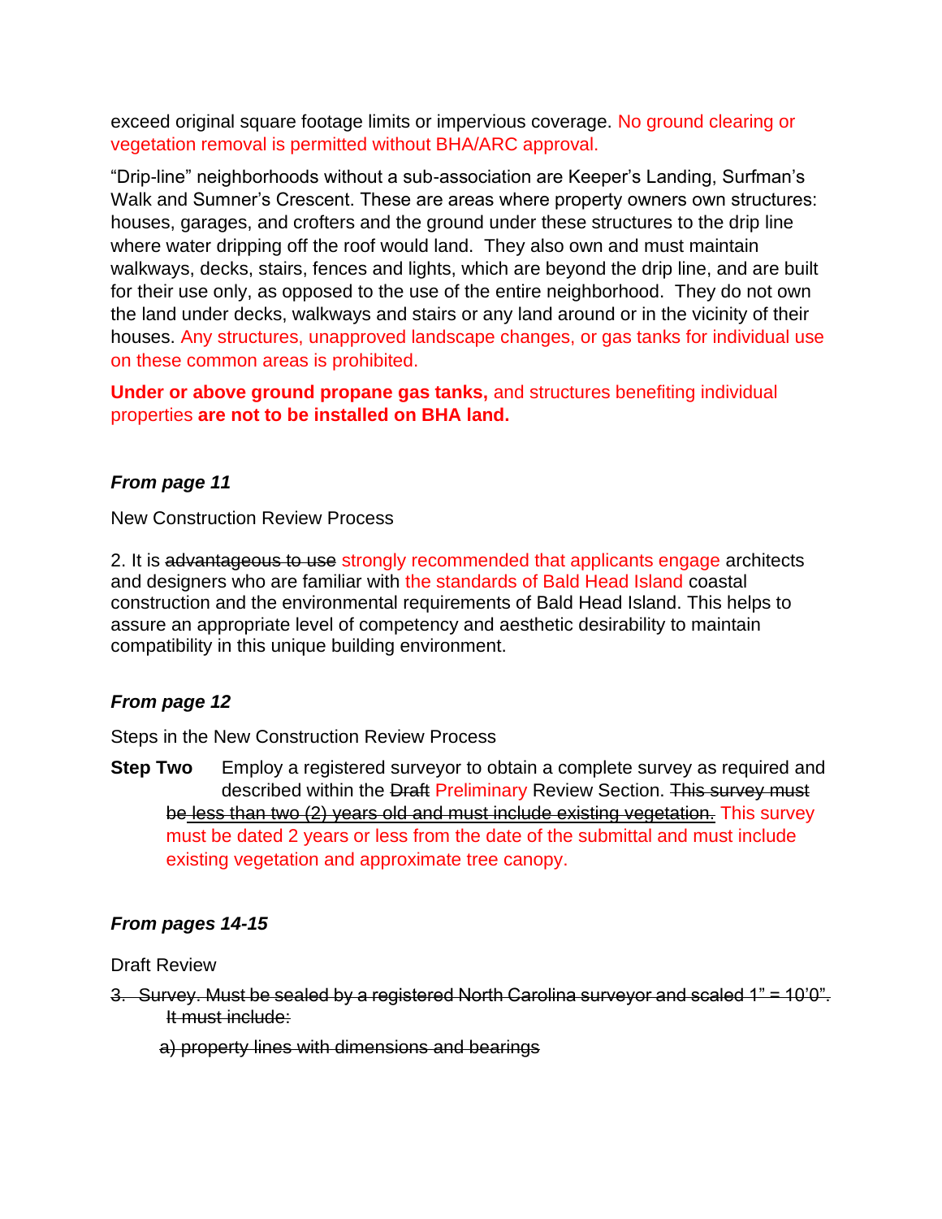exceed original square footage limits or impervious coverage. No ground clearing or vegetation removal is permitted without BHA/ARC approval.

"Drip-line" neighborhoods without a sub-association are Keeper's Landing, Surfman's Walk and Sumner's Crescent. These are areas where property owners own structures: houses, garages, and crofters and the ground under these structures to the drip line where water dripping off the roof would land. They also own and must maintain walkways, decks, stairs, fences and lights, which are beyond the drip line, and are built for their use only, as opposed to the use of the entire neighborhood. They do not own the land under decks, walkways and stairs or any land around or in the vicinity of their houses. Any structures, unapproved landscape changes, or gas tanks for individual use on these common areas is prohibited.

**Under or above ground propane gas tanks,** and structures benefiting individual properties **are not to be installed on BHA land.**

***From page 11***

New Construction Review Process

2. It is ~~advantageous to use~~ strongly recommended that applicants engage architects and designers who are familiar with the standards of Bald Head Island coastal construction and the environmental requirements of Bald Head Island. This helps to assure an appropriate level of competency and aesthetic desirability to maintain compatibility in this unique building environment.

***From page 12***

Steps in the New Construction Review Process

**Step Two** Employ a registered surveyor to obtain a complete survey as required and described within the ~~Draft~~ Preliminary Review Section. ~~This survey must be less than two (2) years old and must include existing vegetation.~~ This survey must be dated 2 years or less from the date of the submittal and must include existing vegetation and approximate tree canopy.

***From pages 14-15***

Draft Review

~~3. Survey. Must be sealed by a registered North Carolina surveyor and scaled 1" = 10'0". It must include:~~

~~a) property lines with dimensions and bearings~~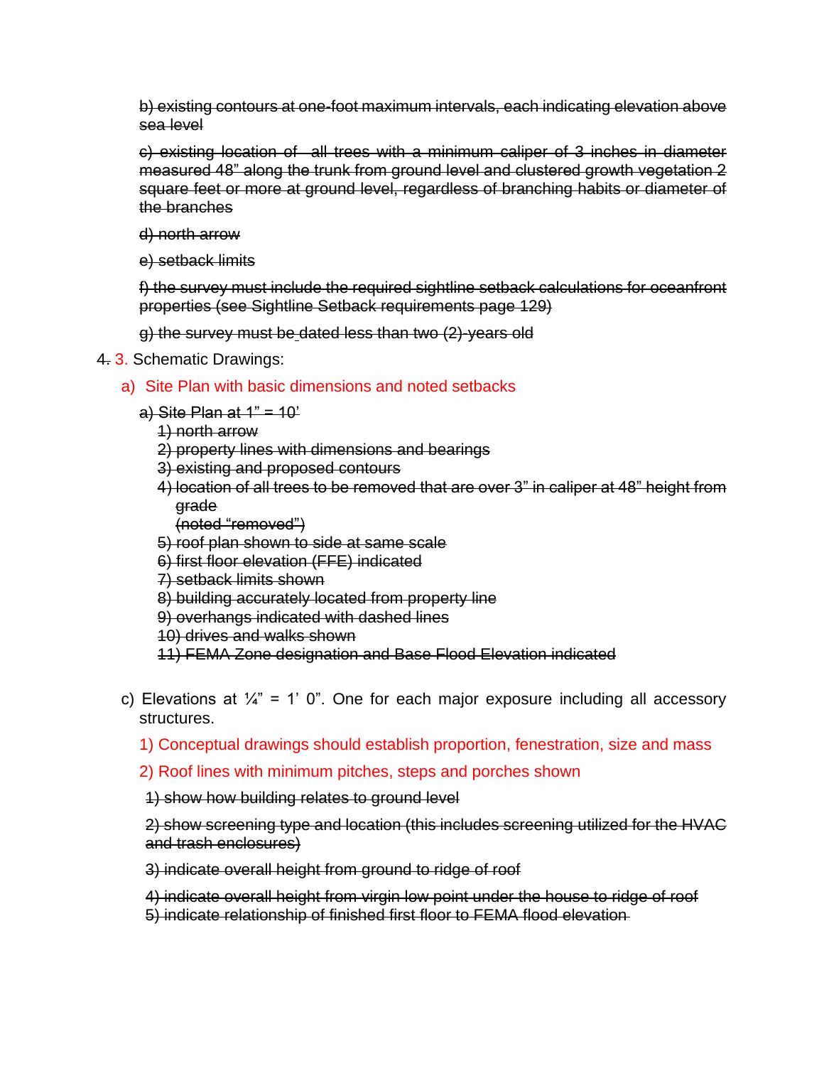~~b) existing contours at one-foot maximum intervals, each indicating elevation above sea level~~

~~c) existing location of all trees with a minimum caliper of 3 inches in diameter measured 48" along the trunk from ground level and clustered growth vegetation 2 square feet or more at ground level, regardless of branching habits or diameter of the branches~~

~~d) north arrow~~

~~e) setback limits~~

~~f) the survey must include the required sightline setback calculations for oceanfront properties (see Sightline Setback requirements page 129)~~

~~g) the survey must be dated less than two (2) years old~~

~~4.~~ 3. Schematic Drawings:

a) Site Plan with basic dimensions and noted setbacks

~~a) Site Plan at 1" = 10'~~
~~1) north arrow~~
~~2) property lines with dimensions and bearings~~
~~3) existing and proposed contours~~
~~4) location of all trees to be removed that are over 3" in caliper at 48" height from grade (noted "removed")~~
~~5) roof plan shown to side at same scale~~
~~6) first floor elevation (FFE) indicated~~
~~7) setback limits shown~~
~~8) building accurately located from property line~~
~~9) overhangs indicated with dashed lines~~
~~10) drives and walks shown~~
~~11) FEMA Zone designation and Base Flood Elevation indicated~~

c) Elevations at ¼" = 1' 0". One for each major exposure including all accessory structures.

1) Conceptual drawings should establish proportion, fenestration, size and mass

2) Roof lines with minimum pitches, steps and porches shown

~~1) show how building relates to ground level~~

~~2) show screening type and location (this includes screening utilized for the HVAC and trash enclosures)~~

~~3) indicate overall height from ground to ridge of roof~~

~~4) indicate overall height from virgin low point under the house to ridge of roof~~
~~5) indicate relationship of finished first floor to FEMA flood elevation~~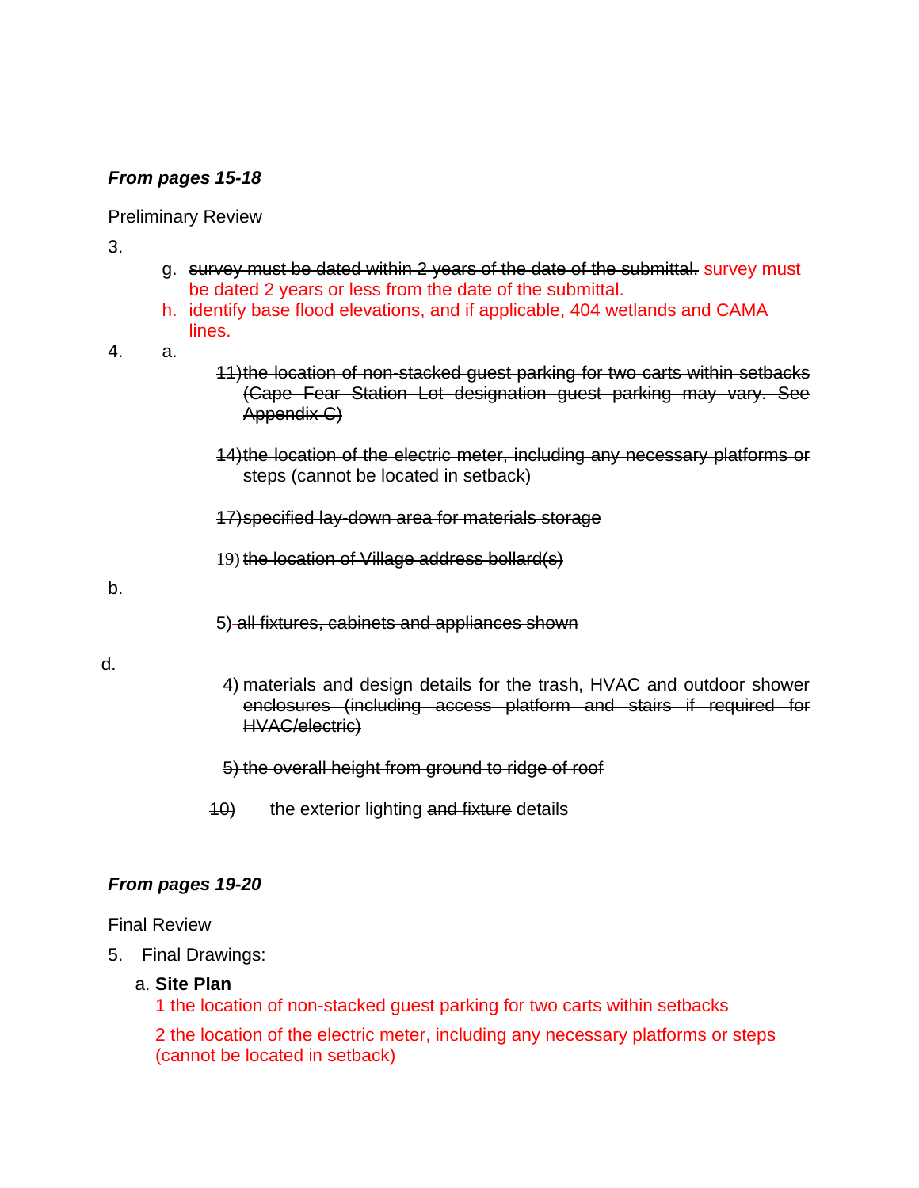***From pages 15-18***

Preliminary Review

3.

g. ~~survey must be dated within 2 years of the date of the submittal.~~ survey must be dated 2 years or less from the date of the submittal.

h. identify base flood elevations, and if applicable, 404 wetlands and CAMA lines.

4. a.

~~11) the location of non-stacked guest parking for two carts within setbacks (Cape Fear Station Lot designation guest parking may vary. See Appendix C)~~

~~14) the location of the electric meter, including any necessary platforms or steps (cannot be located in setback)~~

~~17) specified lay-down area for materials storage~~

19) ~~the location of Village address bollard(s)~~

b.

5) ~~all fixtures, cabinets and appliances shown~~

d.

~~4) materials and design details for the trash, HVAC and outdoor shower enclosures (including access platform and stairs if required for HVAC/electric)~~

~~5) the overall height from ground to ridge of roof~~

~~10)~~ the exterior lighting ~~and fixture~~ details

***From pages 19-20***

Final Review

5. Final Drawings:

a. **Site Plan**

1 the location of non-stacked guest parking for two carts within setbacks

2 the location of the electric meter, including any necessary platforms or steps (cannot be located in setback)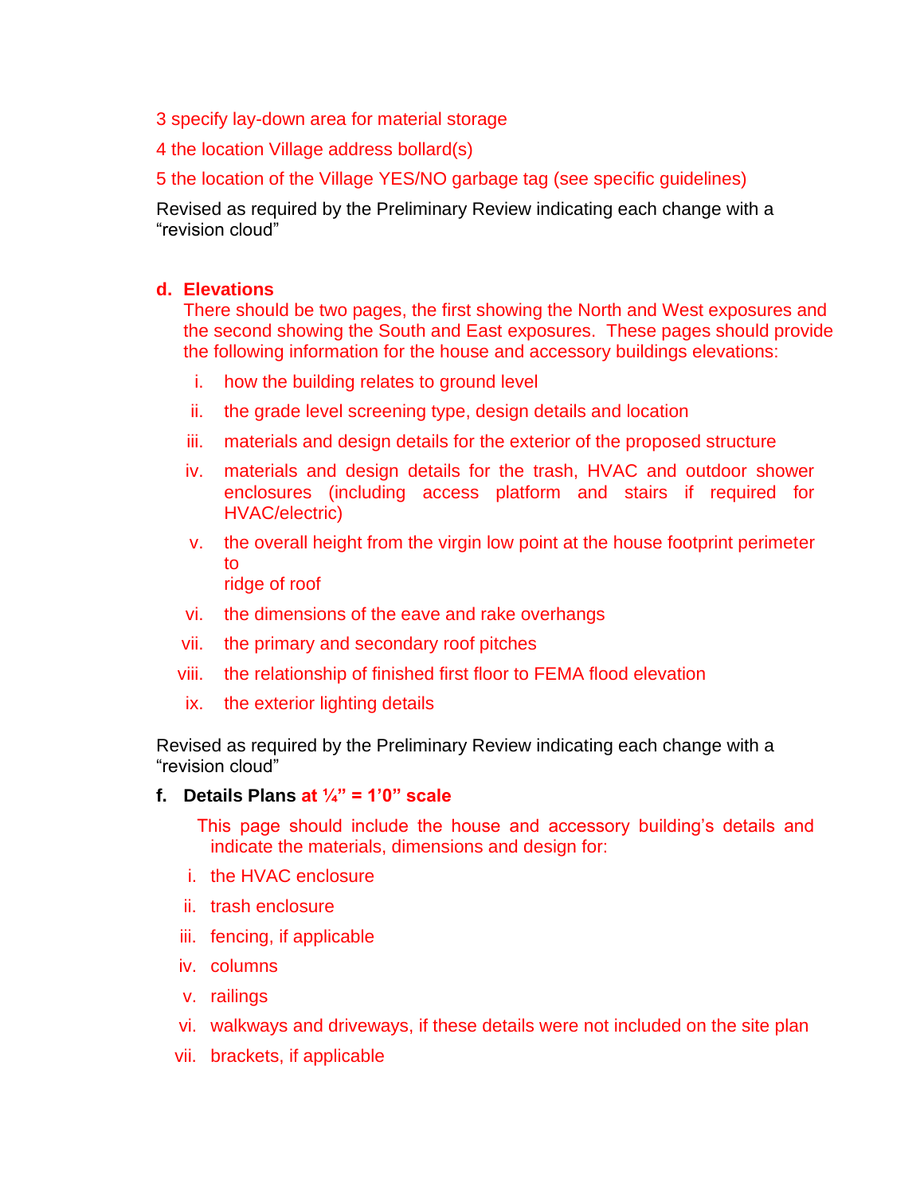3 specify lay-down area for material storage

4 the location Village address bollard(s)

5 the location of the Village YES/NO garbage tag (see specific guidelines)

Revised as required by the Preliminary Review indicating each change with a "revision cloud"

**d. Elevations**

There should be two pages, the first showing the North and West exposures and the second showing the South and East exposures. These pages should provide the following information for the house and accessory buildings elevations:

i. how the building relates to ground level

ii. the grade level screening type, design details and location

iii. materials and design details for the exterior of the proposed structure

iv. materials and design details for the trash, HVAC and outdoor shower enclosures (including access platform and stairs if required for HVAC/electric)

v. the overall height from the virgin low point at the house footprint perimeter to ridge of roof

vi. the dimensions of the eave and rake overhangs

vii. the primary and secondary roof pitches

viii. the relationship of finished first floor to FEMA flood elevation

ix. the exterior lighting details

Revised as required by the Preliminary Review indicating each change with a "revision cloud"

**f. Details Plans at ¼" = 1'0" scale**

This page should include the house and accessory building's details and indicate the materials, dimensions and design for:

i. the HVAC enclosure

ii. trash enclosure

iii. fencing, if applicable

iv. columns

v. railings

vi. walkways and driveways, if these details were not included on the site plan

vii. brackets, if applicable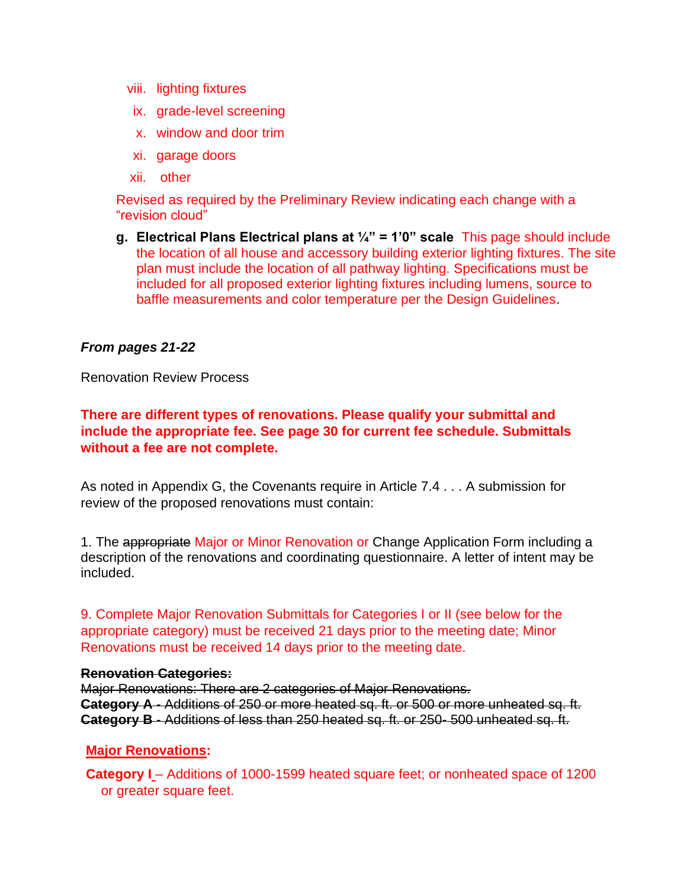viii. lighting fixtures

ix. grade-level screening

x. window and door trim

xi. garage doors

xii. other

Revised as required by the Preliminary Review indicating each change with a "revision cloud"

**g. Electrical Plans Electrical plans at ¼" = 1'0" scale** This page should include the location of all house and accessory building exterior lighting fixtures. The site plan must include the location of all pathway lighting. Specifications must be included for all proposed exterior lighting fixtures including lumens, source to baffle measurements and color temperature per the Design Guidelines.

***From pages 21-22***

Renovation Review Process

**There are different types of renovations. Please qualify your submittal and include the appropriate fee. See page 30 for current fee schedule. Submittals without a fee are not complete.**

As noted in Appendix G, the Covenants require in Article 7.4 . . . A submission for review of the proposed renovations must contain:

1. The ~~appropriate~~ Major or Minor Renovation or Change Application Form including a description of the renovations and coordinating questionnaire. A letter of intent may be included.

9. Complete Major Renovation Submittals for Categories I or II (see below for the appropriate category) must be received 21 days prior to the meeting date; Minor Renovations must be received 14 days prior to the meeting date.

~~**Renovation Categories:**~~
~~Major Renovations: There are 2 categories of Major Renovations.~~
~~**Category A** - Additions of 250 or more heated sq. ft. or 500 or more unheated sq. ft.~~
~~**Category B** - Additions of less than 250 heated sq. ft. or 250- 500 unheated sq. ft.~~

**Major Renovations:**

**Category I** – Additions of 1000-1599 heated square feet; or nonheated space of 1200 or greater square feet.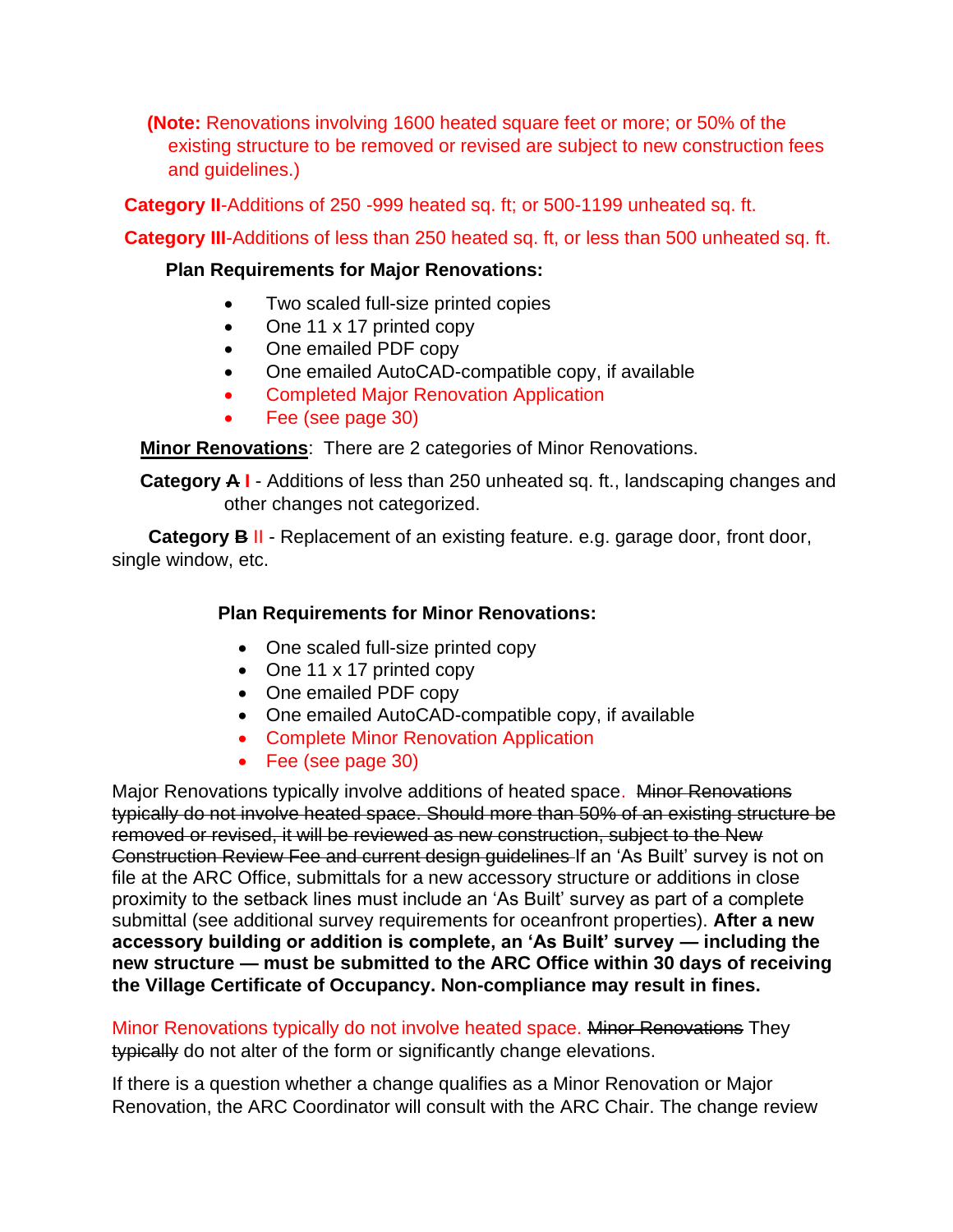**(Note:** Renovations involving 1600 heated square feet or more; or 50% of the existing structure to be removed or revised are subject to new construction fees and guidelines.)

**Category II**-Additions of 250 -999 heated sq. ft; or 500-1199 unheated sq. ft.

**Category III**-Additions of less than 250 heated sq. ft, or less than 500 unheated sq. ft.

**Plan Requirements for Major Renovations:**

- Two scaled full-size printed copies
- One 11 x 17 printed copy
- One emailed PDF copy
- One emailed AutoCAD-compatible copy, if available
- Completed Major Renovation Application
- Fee (see page 30)

**Minor Renovations**: There are 2 categories of Minor Renovations.

**Category ~~A~~ I** - Additions of less than 250 unheated sq. ft., landscaping changes and other changes not categorized.

**Category ~~B~~** II - Replacement of an existing feature. e.g. garage door, front door, single window, etc.

**Plan Requirements for Minor Renovations:**

- One scaled full-size printed copy
- One 11 x 17 printed copy
- One emailed PDF copy
- One emailed AutoCAD-compatible copy, if available
- Complete Minor Renovation Application
- Fee (see page 30)

Major Renovations typically involve additions of heated space. ~~Minor Renovations typically do not involve heated space. Should more than 50% of an existing structure be removed or revised, it will be reviewed as new construction, subject to the New Construction Review Fee and current design guidelines~~ If an 'As Built' survey is not on file at the ARC Office, submittals for a new accessory structure or additions in close proximity to the setback lines must include an 'As Built' survey as part of a complete submittal (see additional survey requirements for oceanfront properties). **After a new accessory building or addition is complete, an 'As Built' survey — including the new structure — must be submitted to the ARC Office within 30 days of receiving the Village Certificate of Occupancy. Non-compliance may result in fines.**

Minor Renovations typically do not involve heated space. ~~Minor Renovations~~ They ~~typically~~ do not alter of the form or significantly change elevations.

If there is a question whether a change qualifies as a Minor Renovation or Major Renovation, the ARC Coordinator will consult with the ARC Chair. The change review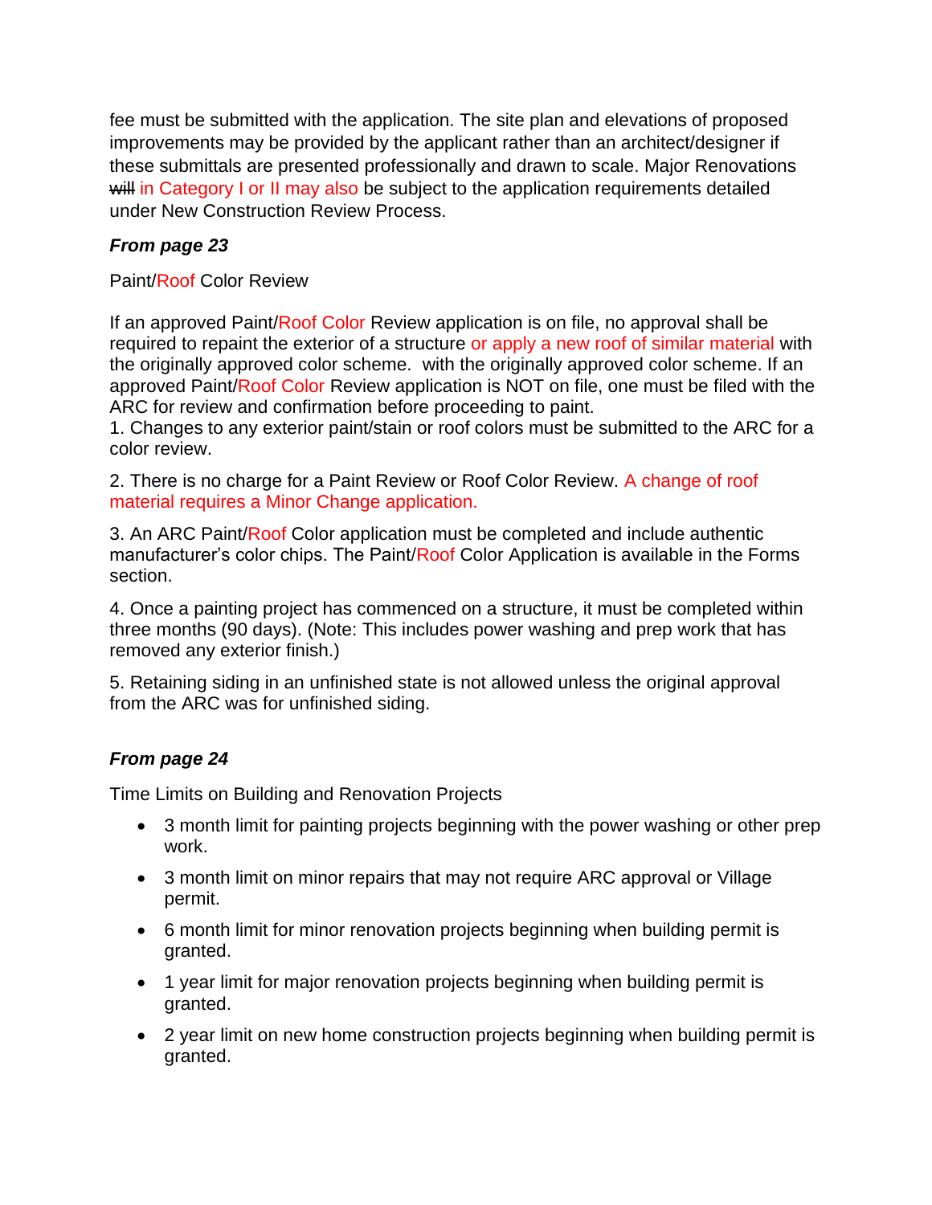fee must be submitted with the application. The site plan and elevations of proposed improvements may be provided by the applicant rather than an architect/designer if these submittals are presented professionally and drawn to scale. Major Renovations ~~will~~ in Category I or II may also be subject to the application requirements detailed under New Construction Review Process.

***From page 23***

Paint/Roof Color Review

If an approved Paint/Roof Color Review application is on file, no approval shall be required to repaint the exterior of a structure or apply a new roof of similar material with the originally approved color scheme.  with the originally approved color scheme. If an approved Paint/Roof Color Review application is NOT on file, one must be filed with the ARC for review and confirmation before proceeding to paint.

1. Changes to any exterior paint/stain or roof colors must be submitted to the ARC for a color review.

2. There is no charge for a Paint Review or Roof Color Review. A change of roof material requires a Minor Change application.

3. An ARC Paint/Roof Color application must be completed and include authentic manufacturer's color chips. The Paint/Roof Color Application is available in the Forms section.

4. Once a painting project has commenced on a structure, it must be completed within three months (90 days). (Note: This includes power washing and prep work that has removed any exterior finish.)

5. Retaining siding in an unfinished state is not allowed unless the original approval from the ARC was for unfinished siding.

***From page 24***

Time Limits on Building and Renovation Projects

- 3 month limit for painting projects beginning with the power washing or other prep work.
- 3 month limit on minor repairs that may not require ARC approval or Village permit.
- 6 month limit for minor renovation projects beginning when building permit is granted.
- 1 year limit for major renovation projects beginning when building permit is granted.
- 2 year limit on new home construction projects beginning when building permit is granted.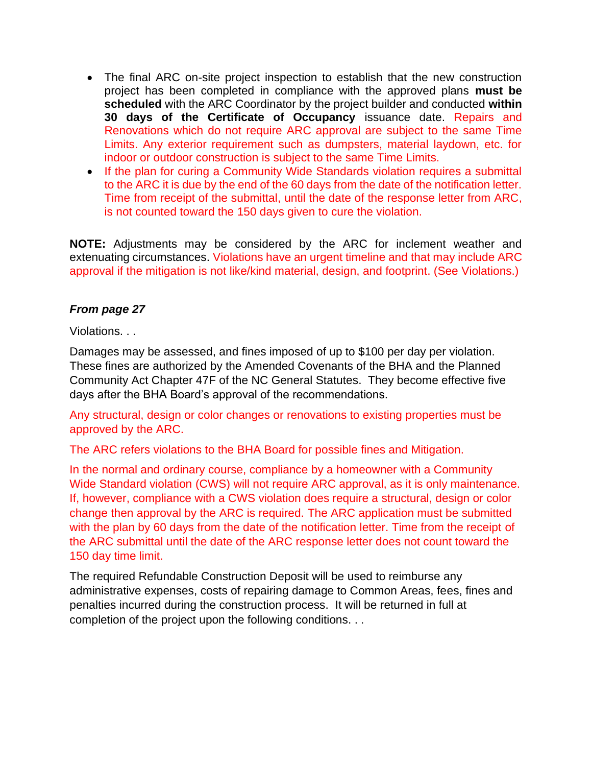- The final ARC on-site project inspection to establish that the new construction project has been completed in compliance with the approved plans **must be scheduled** with the ARC Coordinator by the project builder and conducted **within 30 days of the Certificate of Occupancy** issuance date. Repairs and Renovations which do not require ARC approval are subject to the same Time Limits. Any exterior requirement such as dumpsters, material laydown, etc. for indoor or outdoor construction is subject to the same Time Limits.
- If the plan for curing a Community Wide Standards violation requires a submittal to the ARC it is due by the end of the 60 days from the date of the notification letter. Time from receipt of the submittal, until the date of the response letter from ARC, is not counted toward the 150 days given to cure the violation.

**NOTE:** Adjustments may be considered by the ARC for inclement weather and extenuating circumstances. Violations have an urgent timeline and that may include ARC approval if the mitigation is not like/kind material, design, and footprint. (See Violations.)

***From page 27***

Violations. . .

Damages may be assessed, and fines imposed of up to $100 per day per violation. These fines are authorized by the Amended Covenants of the BHA and the Planned Community Act Chapter 47F of the NC General Statutes. They become effective five days after the BHA Board's approval of the recommendations.

Any structural, design or color changes or renovations to existing properties must be approved by the ARC.

The ARC refers violations to the BHA Board for possible fines and Mitigation.

In the normal and ordinary course, compliance by a homeowner with a Community Wide Standard violation (CWS) will not require ARC approval, as it is only maintenance. If, however, compliance with a CWS violation does require a structural, design or color change then approval by the ARC is required. The ARC application must be submitted with the plan by 60 days from the date of the notification letter. Time from the receipt of the ARC submittal until the date of the ARC response letter does not count toward the 150 day time limit.

The required Refundable Construction Deposit will be used to reimburse any administrative expenses, costs of repairing damage to Common Areas, fees, fines and penalties incurred during the construction process. It will be returned in full at completion of the project upon the following conditions. . .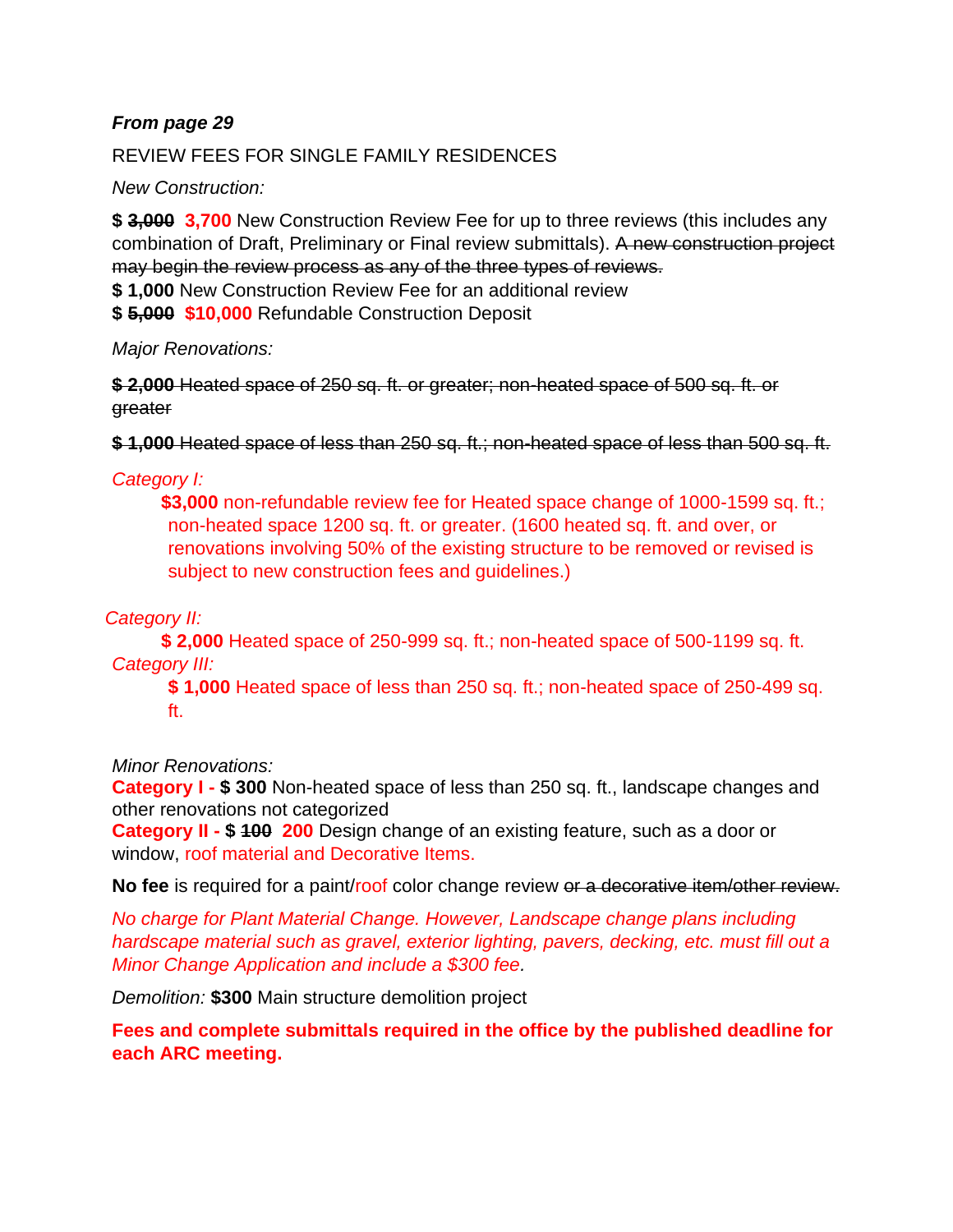***From page 29***

REVIEW FEES FOR SINGLE FAMILY RESIDENCES

*New Construction:*

**$ ~~3,000~~ 3,700** New Construction Review Fee for up to three reviews (this includes any combination of Draft, Preliminary or Final review submittals). ~~A new construction project may begin the review process as any of the three types of reviews.~~

**$ 1,000** New Construction Review Fee for an additional review

**$ ~~5,000~~ $10,000** Refundable Construction Deposit

*Major Renovations:*

~~**$ 2,000** Heated space of 250 sq. ft. or greater; non-heated space of 500 sq. ft. or greater~~

~~**$ 1,000** Heated space of less than 250 sq. ft.; non-heated space of less than 500 sq. ft.~~

*Category I:*

**$3,000** non-refundable review fee for Heated space change of 1000-1599 sq. ft.; non-heated space 1200 sq. ft. or greater. (1600 heated sq. ft. and over, or renovations involving 50% of the existing structure to be removed or revised is subject to new construction fees and guidelines.)

*Category II:*

**$ 2,000** Heated space of 250-999 sq. ft.; non-heated space of 500-1199 sq. ft.

*Category III:*

**$ 1,000** Heated space of less than 250 sq. ft.; non-heated space of 250-499 sq. ft.

*Minor Renovations:*

**Category I - $ 300** Non-heated space of less than 250 sq. ft., landscape changes and other renovations not categorized

**Category II - $ ~~100~~ 200** Design change of an existing feature, such as a door or window, roof material and Decorative Items.

**No fee** is required for a paint/roof color change review ~~or a decorative item/other review.~~

*No charge for Plant Material Change. However, Landscape change plans including hardscape material such as gravel, exterior lighting, pavers, decking, etc. must fill out a Minor Change Application and include a $300 fee.*

*Demolition:* **$300** Main structure demolition project

**Fees and complete submittals required in the office by the published deadline for each ARC meeting.**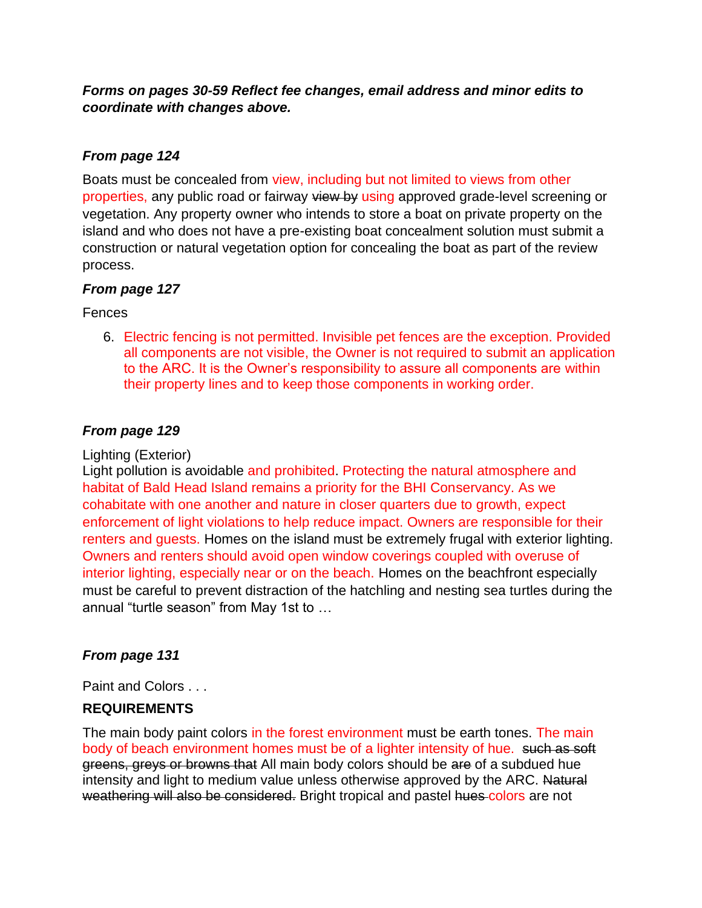***Forms on pages 30-59 Reflect fee changes, email address and minor edits to coordinate with changes above.***

***From page 124***

Boats must be concealed from view, including but not limited to views from other properties, any public road or fairway ~~view by~~ using approved grade-level screening or vegetation. Any property owner who intends to store a boat on private property on the island and who does not have a pre-existing boat concealment solution must submit a construction or natural vegetation option for concealing the boat as part of the review process.

***From page 127***

Fences

6. Electric fencing is not permitted. Invisible pet fences are the exception. Provided all components are not visible, the Owner is not required to submit an application to the ARC. It is the Owner's responsibility to assure all components are within their property lines and to keep those components in working order.

***From page 129***

Lighting (Exterior)
Light pollution is avoidable and prohibited. Protecting the natural atmosphere and habitat of Bald Head Island remains a priority for the BHI Conservancy. As we cohabitate with one another and nature in closer quarters due to growth, expect enforcement of light violations to help reduce impact. Owners are responsible for their renters and guests. Homes on the island must be extremely frugal with exterior lighting. Owners and renters should avoid open window coverings coupled with overuse of interior lighting, especially near or on the beach. Homes on the beachfront especially must be careful to prevent distraction of the hatchling and nesting sea turtles during the annual "turtle season" from May 1st to …

***From page 131***

Paint and Colors . . .

**REQUIREMENTS**

The main body paint colors in the forest environment must be earth tones. The main body of beach environment homes must be of a lighter intensity of hue. ~~such as soft greens, greys or browns that~~ All main body colors should be ~~are~~ of a subdued hue intensity and light to medium value unless otherwise approved by the ARC. ~~Natural weathering will also be considered.~~ Bright tropical and pastel ~~hues~~ colors are not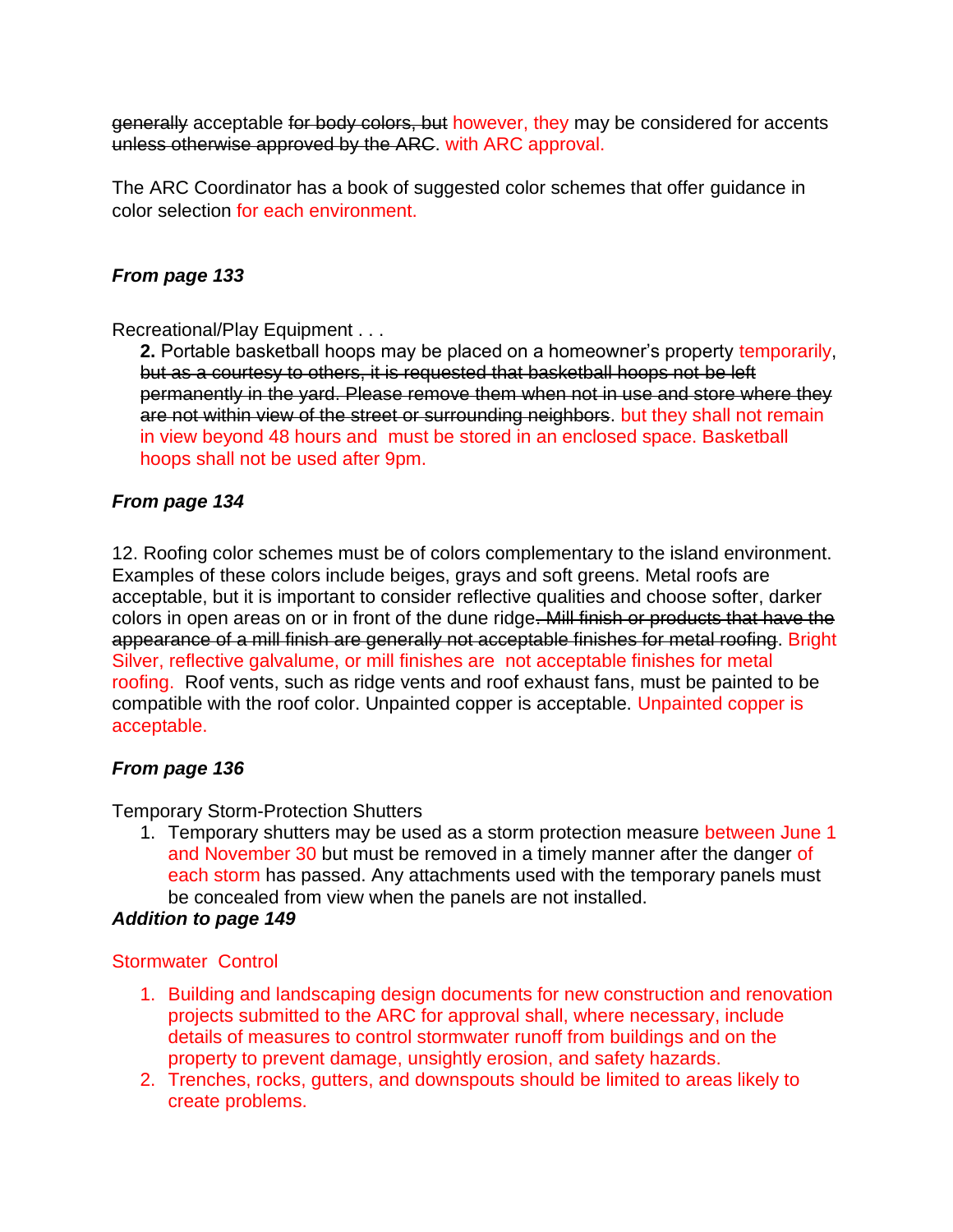~~generally~~ acceptable ~~for body colors, but~~ however, they may be considered for accents ~~unless otherwise approved by the ARC~~. with ARC approval.

The ARC Coordinator has a book of suggested color schemes that offer guidance in color selection for each environment.

***From page 133***

Recreational/Play Equipment . . .

**2.** Portable basketball hoops may be placed on a homeowner's property temporarily, ~~but as a courtesy to others, it is requested that basketball hoops not be left permanently in the yard. Please remove them when not in use and store where they are not within view of the street or surrounding neighbors~~. but they shall not remain in view beyond 48 hours and must be stored in an enclosed space. Basketball hoops shall not be used after 9pm.

***From page 134***

12. Roofing color schemes must be of colors complementary to the island environment. Examples of these colors include beiges, grays and soft greens. Metal roofs are acceptable, but it is important to consider reflective qualities and choose softer, darker colors in open areas on or in front of the dune ridge~~. Mill finish or products that have the appearance of a mill finish are generally not acceptable finishes for metal roofing~~. Bright Silver, reflective galvalume, or mill finishes are not acceptable finishes for metal roofing. Roof vents, such as ridge vents and roof exhaust fans, must be painted to be compatible with the roof color. Unpainted copper is acceptable. Unpainted copper is acceptable.

***From page 136***

Temporary Storm-Protection Shutters

1. Temporary shutters may be used as a storm protection measure between June 1 and November 30 but must be removed in a timely manner after the danger of each storm has passed. Any attachments used with the temporary panels must be concealed from view when the panels are not installed.

***Addition to page 149***

Stormwater Control

1. Building and landscaping design documents for new construction and renovation projects submitted to the ARC for approval shall, where necessary, include details of measures to control stormwater runoff from buildings and on the property to prevent damage, unsightly erosion, and safety hazards.
2. Trenches, rocks, gutters, and downspouts should be limited to areas likely to create problems.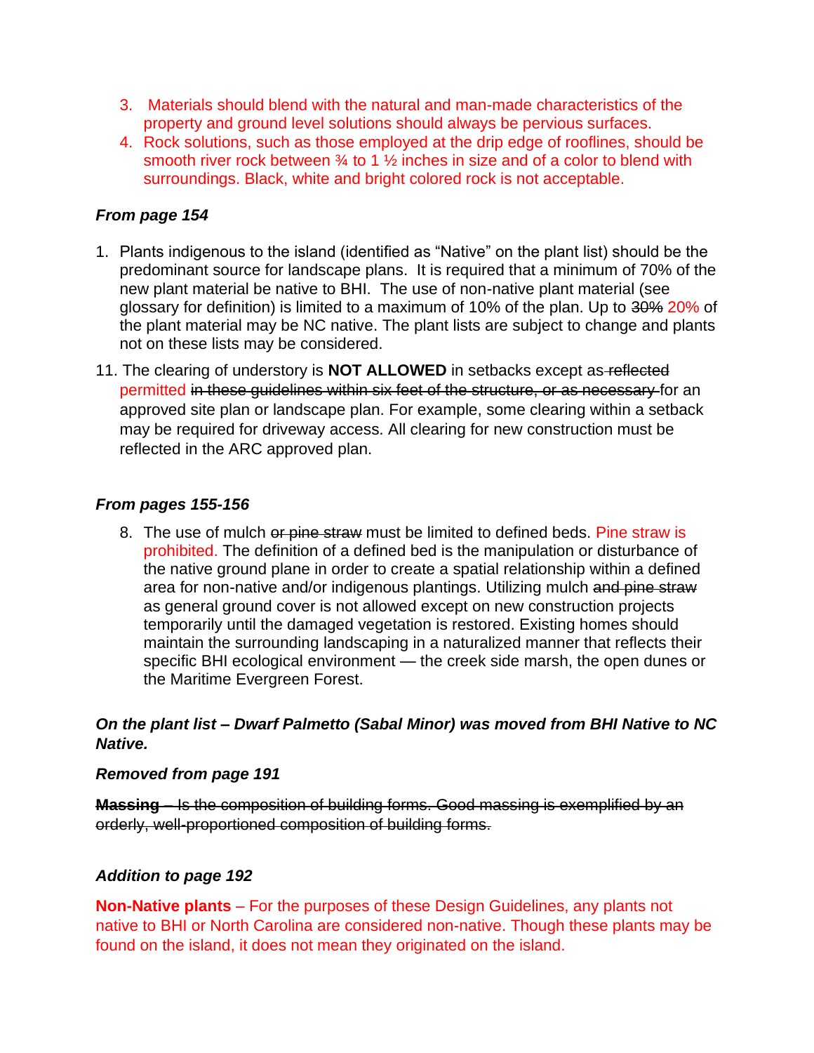3. Materials should blend with the natural and man-made characteristics of the property and ground level solutions should always be pervious surfaces.
4. Rock solutions, such as those employed at the drip edge of rooflines, should be smooth river rock between ¾ to 1 ½ inches in size and of a color to blend with surroundings. Black, white and bright colored rock is not acceptable.

***From page 154***

1. Plants indigenous to the island (identified as “Native” on the plant list) should be the predominant source for landscape plans. It is required that a minimum of 70% of the new plant material be native to BHI. The use of non-native plant material (see glossary for definition) is limited to a maximum of 10% of the plan. Up to ~~30%~~ 20% of the plant material may be NC native. The plant lists are subject to change and plants not on these lists may be considered.

11. The clearing of understory is **NOT ALLOWED** in setbacks except as ~~reflected~~ permitted ~~in these guidelines within six feet of the structure, or as necessary~~ for an approved site plan or landscape plan. For example, some clearing within a setback may be required for driveway access. All clearing for new construction must be reflected in the ARC approved plan.

***From pages 155-156***

8. The use of mulch ~~or pine straw~~ must be limited to defined beds. Pine straw is prohibited. The definition of a defined bed is the manipulation or disturbance of the native ground plane in order to create a spatial relationship within a defined area for non-native and/or indigenous plantings. Utilizing mulch ~~and pine straw~~ as general ground cover is not allowed except on new construction projects temporarily until the damaged vegetation is restored. Existing homes should maintain the surrounding landscaping in a naturalized manner that reflects their specific BHI ecological environment — the creek side marsh, the open dunes or the Maritime Evergreen Forest.

***On the plant list – Dwarf Palmetto (Sabal Minor) was moved from BHI Native to NC Native.***

***Removed from page 191***

~~**Massing** – Is the composition of building forms. Good massing is exemplified by an orderly, well-proportioned composition of building forms.~~

***Addition to page 192***

**Non-Native plants** – For the purposes of these Design Guidelines, any plants not native to BHI or North Carolina are considered non-native. Though these plants may be found on the island, it does not mean they originated on the island.